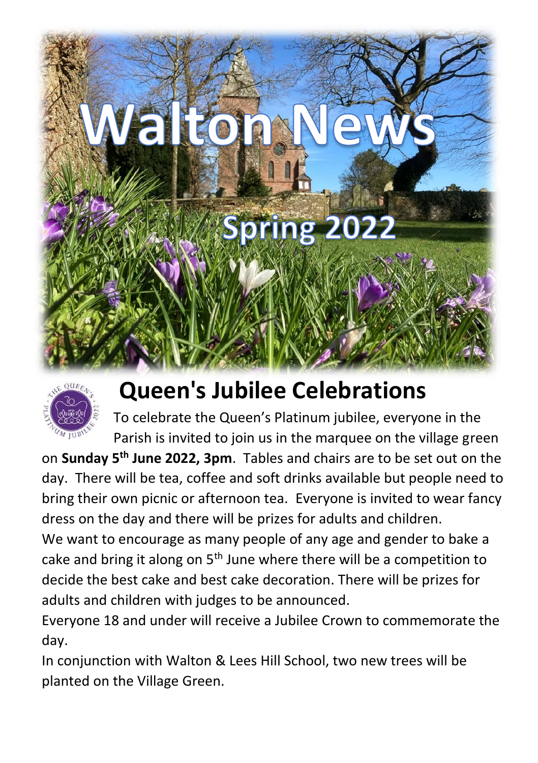# Walton News

## Spring 2022

## Queen's Jubilee Celebrations

To celebrate the Queen's Platinum jubilee, everyone in the Parish is invited to join us in the marquee on the village green on **Sunday 5th June 2022, 3pm**. Tables and chairs are to be set out on the day. There will be tea, coffee and soft drinks available but people need to bring their own picnic or afternoon tea. Everyone is invited to wear fancy dress on the day and there will be prizes for adults and children.

We want to encourage as many people of any age and gender to bake a cake and bring it along on 5th June where there will be a competition to decide the best cake and best cake decoration. There will be prizes for adults and children with judges to be announced.

Everyone 18 and under will receive a Jubilee Crown to commemorate the day.

In conjunction with Walton & Lees Hill School, two new trees will be planted on the Village Green.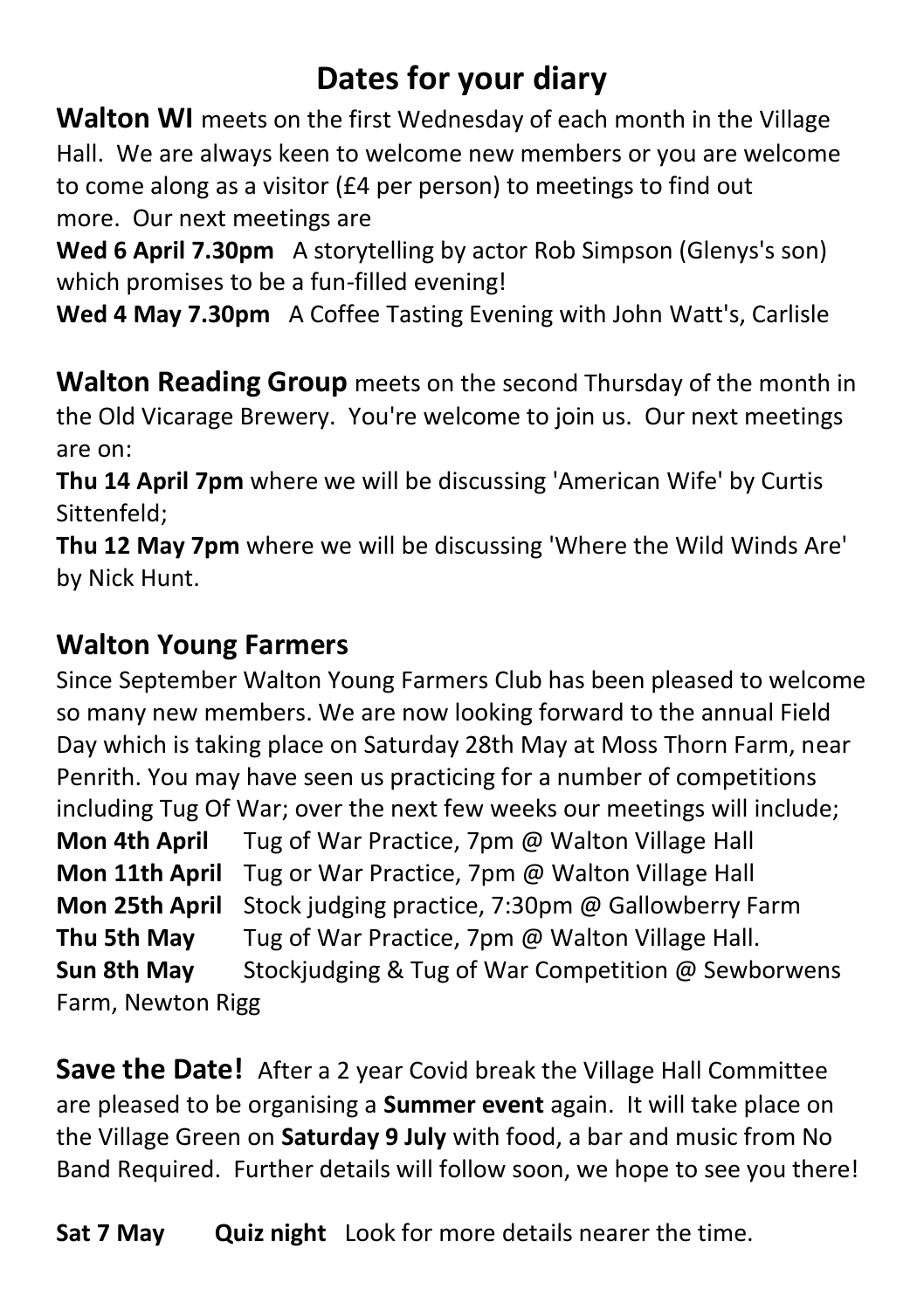# Dates for your diary

**Walton WI** meets on the first Wednesday of each month in the Village Hall. We are always keen to welcome new members or you are welcome to come along as a visitor (£4 per person) to meetings to find out more. Our next meetings are

**Wed 6 April 7.30pm** A storytelling by actor Rob Simpson (Glenys's son) which promises to be a fun-filled evening!

**Wed 4 May 7.30pm** A Coffee Tasting Evening with John Watt's, Carlisle

**Walton Reading Group** meets on the second Thursday of the month in the Old Vicarage Brewery. You're welcome to join us. Our next meetings are on:

**Thu 14 April 7pm** where we will be discussing 'American Wife' by Curtis Sittenfeld;

**Thu 12 May 7pm** where we will be discussing 'Where the Wild Winds Are' by Nick Hunt.

## Walton Young Farmers

Since September Walton Young Farmers Club has been pleased to welcome so many new members. We are now looking forward to the annual Field Day which is taking place on Saturday 28th May at Moss Thorn Farm, near Penrith. You may have seen us practicing for a number of competitions including Tug Of War; over the next few weeks our meetings will include;

**Mon 4th April** Tug of War Practice, 7pm @ Walton Village Hall
**Mon 11th April** Tug or War Practice, 7pm @ Walton Village Hall
**Mon 25th April** Stock judging practice, 7:30pm @ Gallowberry Farm
**Thu 5th May** Tug of War Practice, 7pm @ Walton Village Hall.
**Sun 8th May** Stockjudging & Tug of War Competition @ Sewborwens Farm, Newton Rigg

**Save the Date!** After a 2 year Covid break the Village Hall Committee are pleased to be organising a **Summer event** again. It will take place on the Village Green on **Saturday 9 July** with food, a bar and music from No Band Required. Further details will follow soon, we hope to see you there!

**Sat 7 May** **Quiz night** Look for more details nearer the time.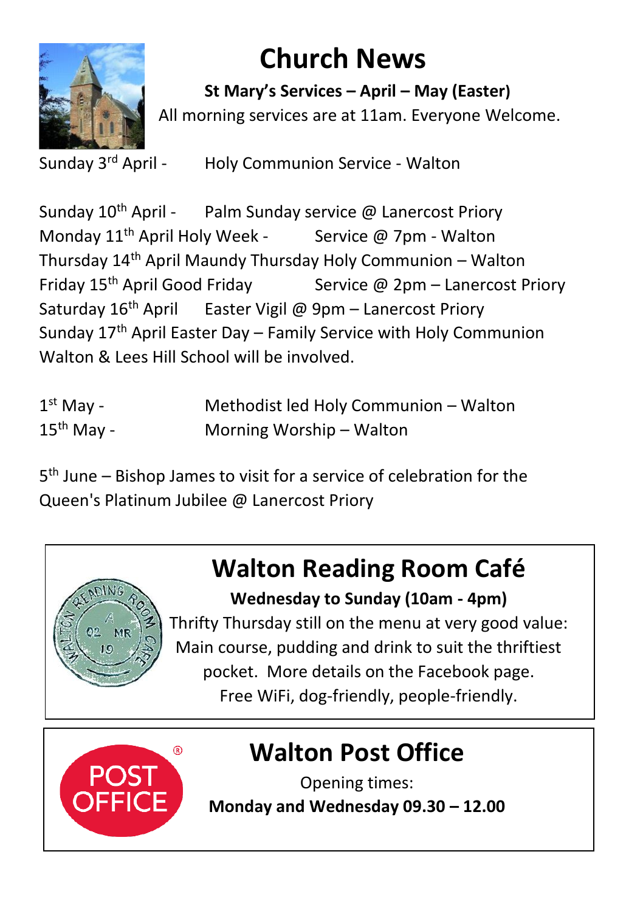# Church News

**St Mary's Services – April – May (Easter)**

All morning services are at 11am. Everyone Welcome.

Sunday 3rd April - Holy Communion Service - Walton

Sunday 10th April - Palm Sunday service @ Lanercost Priory
Monday 11th April Holy Week - Service @ 7pm - Walton
Thursday 14th April Maundy Thursday Holy Communion – Walton
Friday 15th April Good Friday Service @ 2pm – Lanercost Priory
Saturday 16th April Easter Vigil @ 9pm – Lanercost Priory
Sunday 17th April Easter Day – Family Service with Holy Communion
Walton & Lees Hill School will be involved.

1st May - Methodist led Holy Communion – Walton
15th May - Morning Worship – Walton

5th June – Bishop James to visit for a service of celebration for the Queen's Platinum Jubilee @ Lanercost Priory

## Walton Reading Room Café

**Wednesday to Sunday (10am - 4pm)**

Thrifty Thursday still on the menu at very good value: Main course, pudding and drink to suit the thriftiest pocket. More details on the Facebook page.
Free WiFi, dog-friendly, people-friendly.

## Walton Post Office

Opening times:

**Monday and Wednesday 09.30 – 12.00**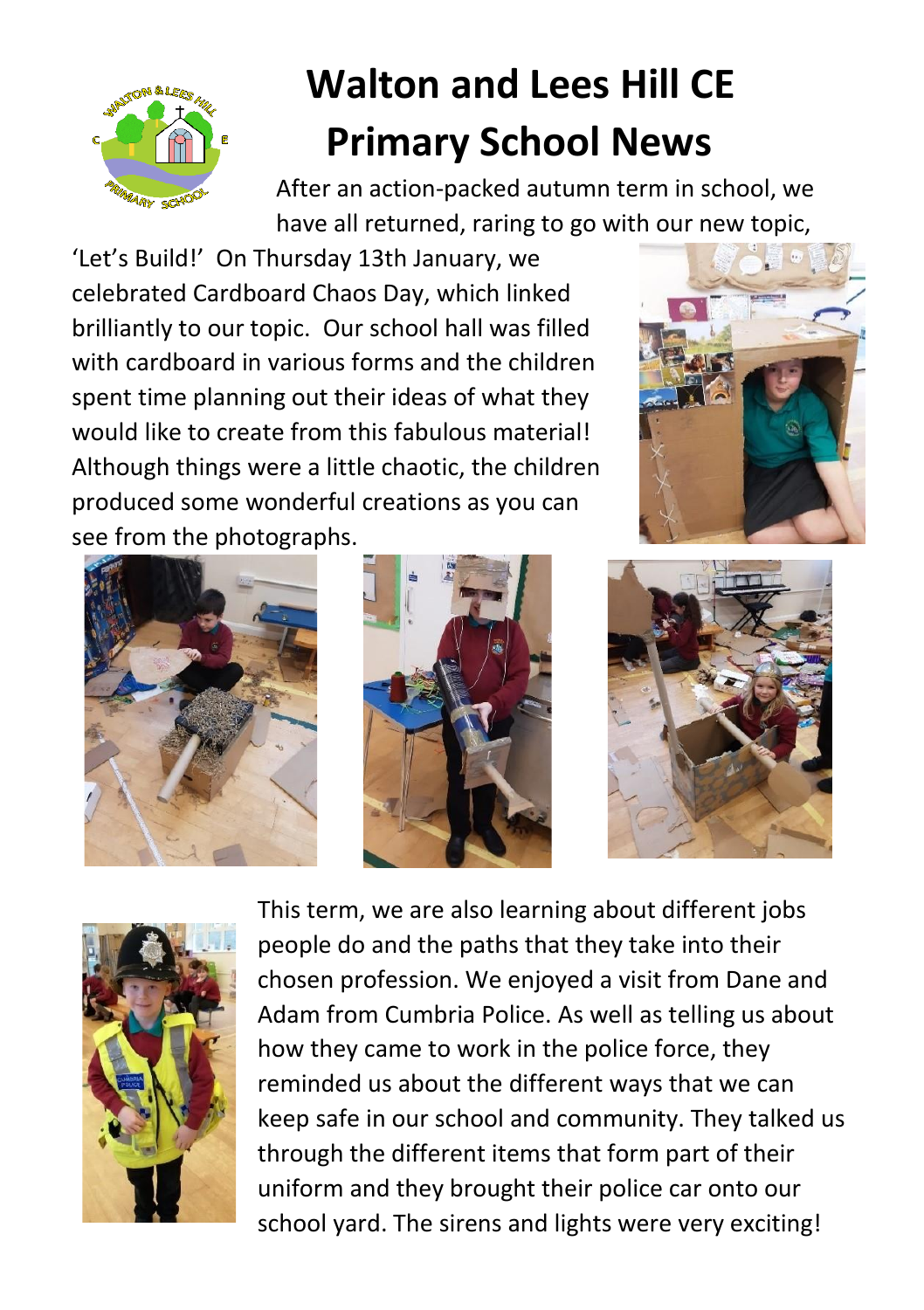# Walton and Lees Hill CE Primary School News

After an action-packed autumn term in school, we have all returned, raring to go with our new topic, 'Let's Build!' On Thursday 13th January, we celebrated Cardboard Chaos Day, which linked brilliantly to our topic. Our school hall was filled with cardboard in various forms and the children spent time planning out their ideas of what they would like to create from this fabulous material! Although things were a little chaotic, the children produced some wonderful creations as you can see from the photographs.

This term, we are also learning about different jobs people do and the paths that they take into their chosen profession. We enjoyed a visit from Dane and Adam from Cumbria Police. As well as telling us about how they came to work in the police force, they reminded us about the different ways that we can keep safe in our school and community. They talked us through the different items that form part of their uniform and they brought their police car onto our school yard. The sirens and lights were very exciting!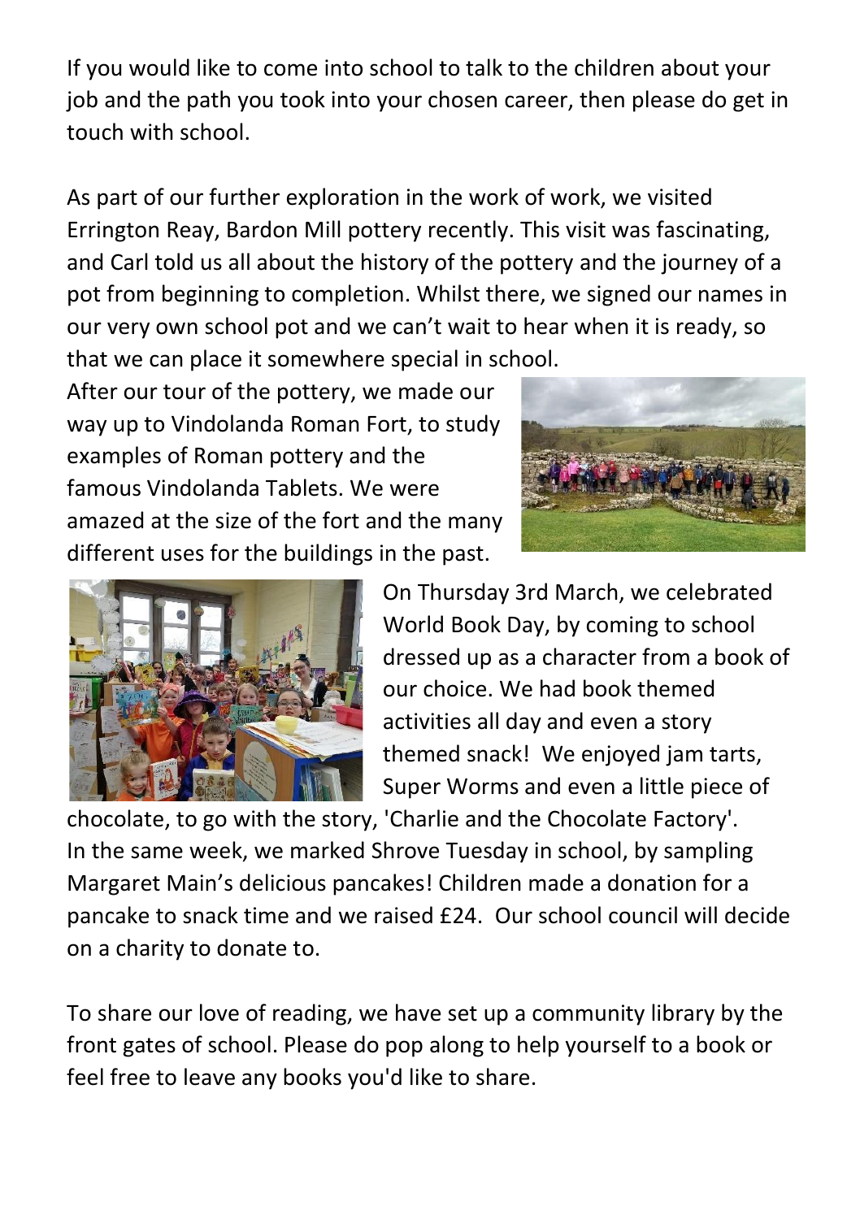If you would like to come into school to talk to the children about your job and the path you took into your chosen career, then please do get in touch with school.

As part of our further exploration in the work of work, we visited Errington Reay, Bardon Mill pottery recently. This visit was fascinating, and Carl told us all about the history of the pottery and the journey of a pot from beginning to completion. Whilst there, we signed our names in our very own school pot and we can't wait to hear when it is ready, so that we can place it somewhere special in school.

After our tour of the pottery, we made our way up to Vindolanda Roman Fort, to study examples of Roman pottery and the famous Vindolanda Tablets. We were amazed at the size of the fort and the many different uses for the buildings in the past.

On Thursday 3rd March, we celebrated World Book Day, by coming to school dressed up as a character from a book of our choice. We had book themed activities all day and even a story themed snack! We enjoyed jam tarts, Super Worms and even a little piece of chocolate, to go with the story, 'Charlie and the Chocolate Factory'. In the same week, we marked Shrove Tuesday in school, by sampling Margaret Main's delicious pancakes! Children made a donation for a pancake to snack time and we raised £24. Our school council will decide on a charity to donate to.

To share our love of reading, we have set up a community library by the front gates of school. Please do pop along to help yourself to a book or feel free to leave any books you'd like to share.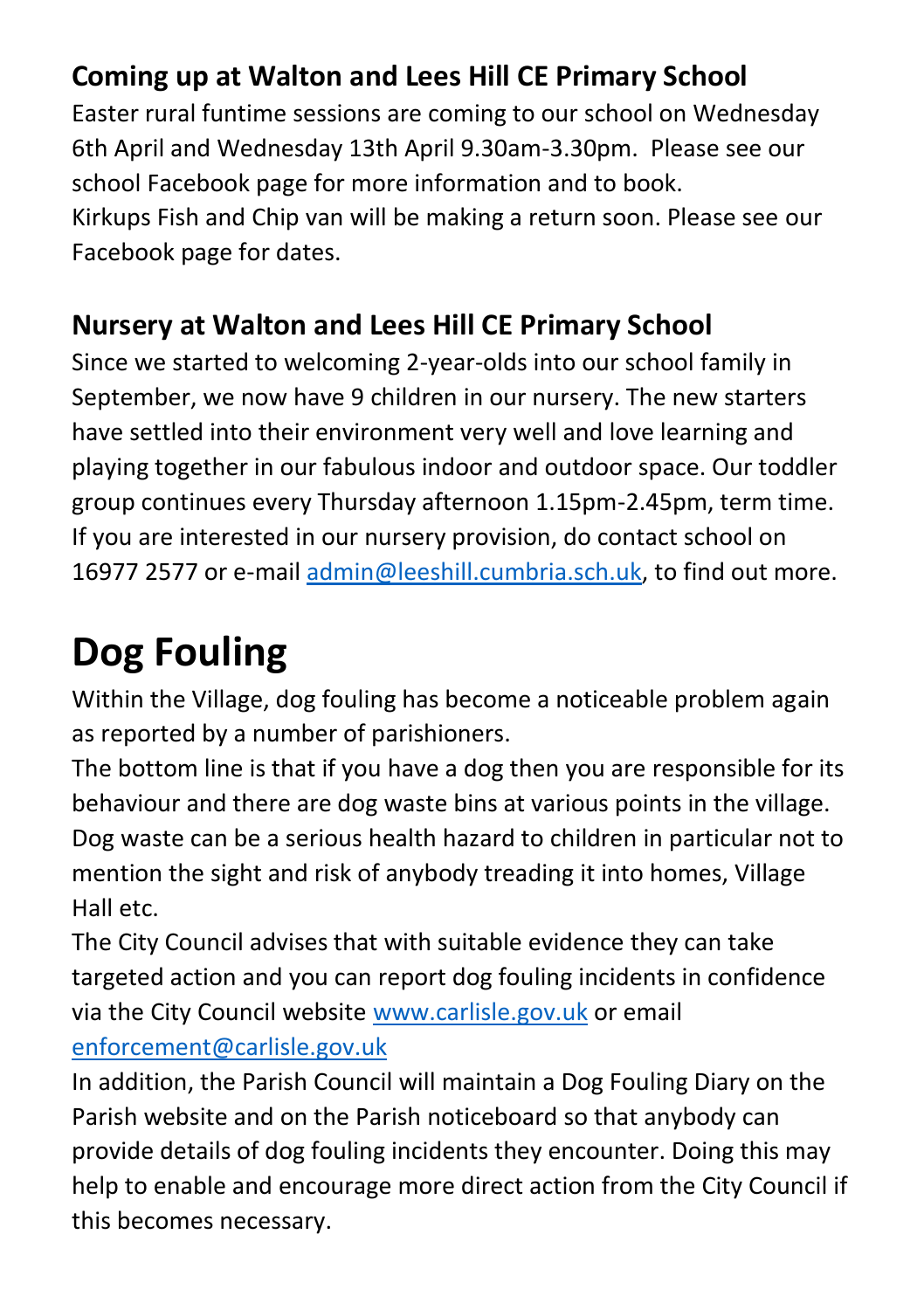### Coming up at Walton and Lees Hill CE Primary School

Easter rural funtime sessions are coming to our school on Wednesday 6th April and Wednesday 13th April 9.30am-3.30pm. Please see our school Facebook page for more information and to book.
Kirkups Fish and Chip van will be making a return soon. Please see our Facebook page for dates.

### Nursery at Walton and Lees Hill CE Primary School

Since we started to welcoming 2-year-olds into our school family in September, we now have 9 children in our nursery. The new starters have settled into their environment very well and love learning and playing together in our fabulous indoor and outdoor space. Our toddler group continues every Thursday afternoon 1.15pm-2.45pm, term time. If you are interested in our nursery provision, do contact school on 16977 2577 or e-mail admin@leeshill.cumbria.sch.uk, to find out more.

# Dog Fouling

Within the Village, dog fouling has become a noticeable problem again as reported by a number of parishioners.
The bottom line is that if you have a dog then you are responsible for its behaviour and there are dog waste bins at various points in the village. Dog waste can be a serious health hazard to children in particular not to mention the sight and risk of anybody treading it into homes, Village Hall etc.
The City Council advises that with suitable evidence they can take targeted action and you can report dog fouling incidents in confidence via the City Council website www.carlisle.gov.uk or email enforcement@carlisle.gov.uk
In addition, the Parish Council will maintain a Dog Fouling Diary on the Parish website and on the Parish noticeboard so that anybody can provide details of dog fouling incidents they encounter. Doing this may help to enable and encourage more direct action from the City Council if this becomes necessary.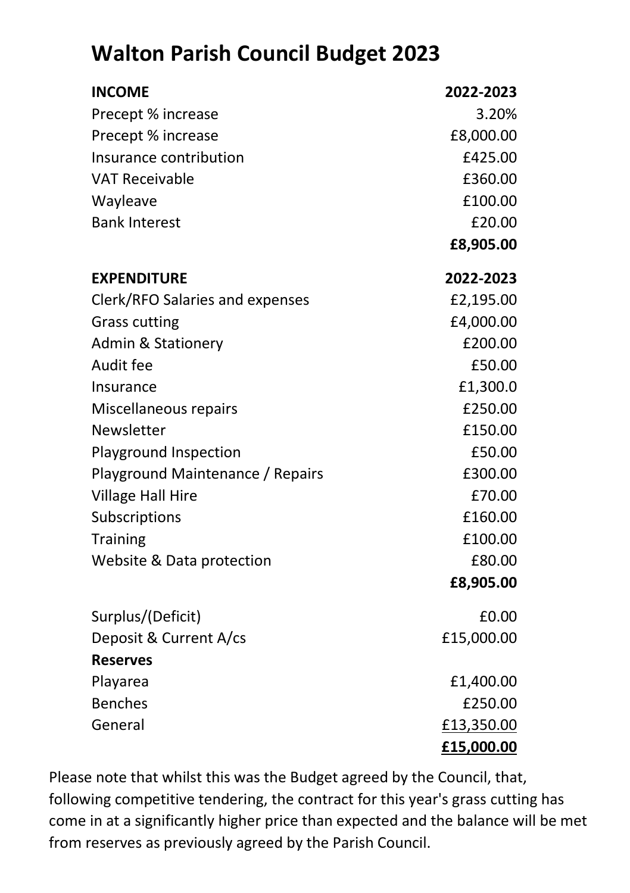# Walton Parish Council Budget 2023

| **INCOME** | **2022-2023** |
| --- | --- |
| Precept % increase | 3.20% |
| Precept % increase | £8,000.00 |
| Insurance contribution | £425.00 |
| VAT Receivable | £360.00 |
| Wayleave | £100.00 |
| Bank Interest | £20.00 |
| | **£8,905.00** |
| **EXPENDITURE** | **2022-2023** |
| Clerk/RFO Salaries and expenses | £2,195.00 |
| Grass cutting | £4,000.00 |
| Admin & Stationery | £200.00 |
| Audit fee | £50.00 |
| Insurance | £1,300.0 |
| Miscellaneous repairs | £250.00 |
| Newsletter | £150.00 |
| Playground Inspection | £50.00 |
| Playground Maintenance / Repairs | £300.00 |
| Village Hall Hire | £70.00 |
| Subscriptions | £160.00 |
| Training | £100.00 |
| Website & Data protection | £80.00 |
| | **£8,905.00** |
| Surplus/(Deficit) | £0.00 |
| Deposit & Current A/cs | £15,000.00 |
| **Reserves** | |
| Playarea | £1,400.00 |
| Benches | £250.00 |
| General | £13,350.00 |
| | **£15,000.00** |

Please note that whilst this was the Budget agreed by the Council, that, following competitive tendering, the contract for this year's grass cutting has come in at a significantly higher price than expected and the balance will be met from reserves as previously agreed by the Parish Council.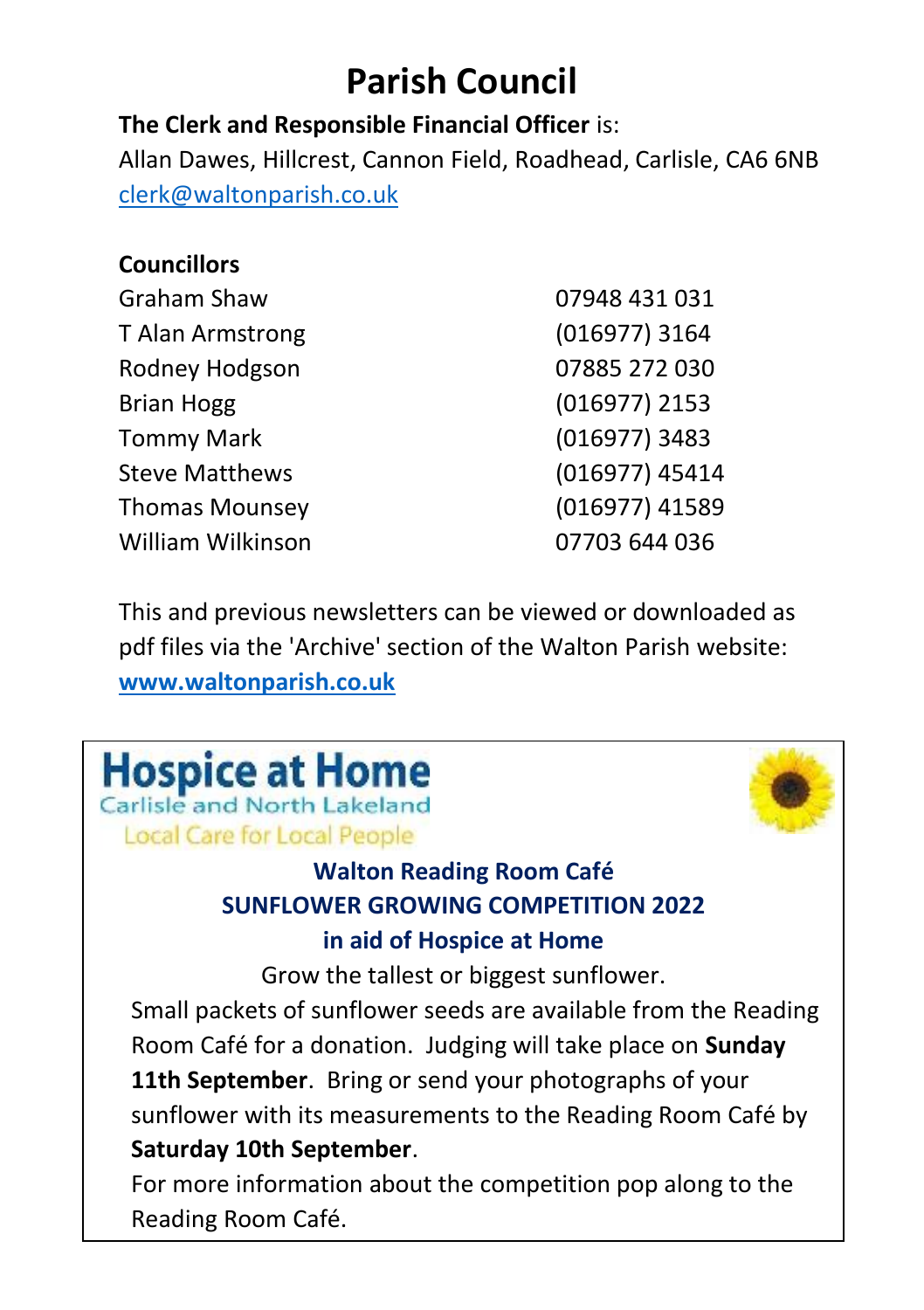# Parish Council

**The Clerk and Responsible Financial Officer** is:
Allan Dawes, Hillcrest, Cannon Field, Roadhead, Carlisle, CA6 6NB
clerk@waltonparish.co.uk

**Councillors**

| | |
|---|---|
| Graham Shaw | 07948 431 031 |
| T Alan Armstrong | (016977) 3164 |
| Rodney Hodgson | 07885 272 030 |
| Brian Hogg | (016977) 2153 |
| Tommy Mark | (016977) 3483 |
| Steve Matthews | (016977) 45414 |
| Thomas Mounsey | (016977) 41589 |
| William Wilkinson | 07703 644 036 |

This and previous newsletters can be viewed or downloaded as pdf files via the 'Archive' section of the Walton Parish website: **www.waltonparish.co.uk**

**Hospice at Home**
Carlisle and North Lakeland
Local Care for Local People

**Walton Reading Room Café**
**SUNFLOWER GROWING COMPETITION 2022**
**in aid of Hospice at Home**

Grow the tallest or biggest sunflower.

Small packets of sunflower seeds are available from the Reading Room Café for a donation. Judging will take place on **Sunday 11th September**. Bring or send your photographs of your sunflower with its measurements to the Reading Room Café by **Saturday 10th September**.

For more information about the competition pop along to the Reading Room Café.